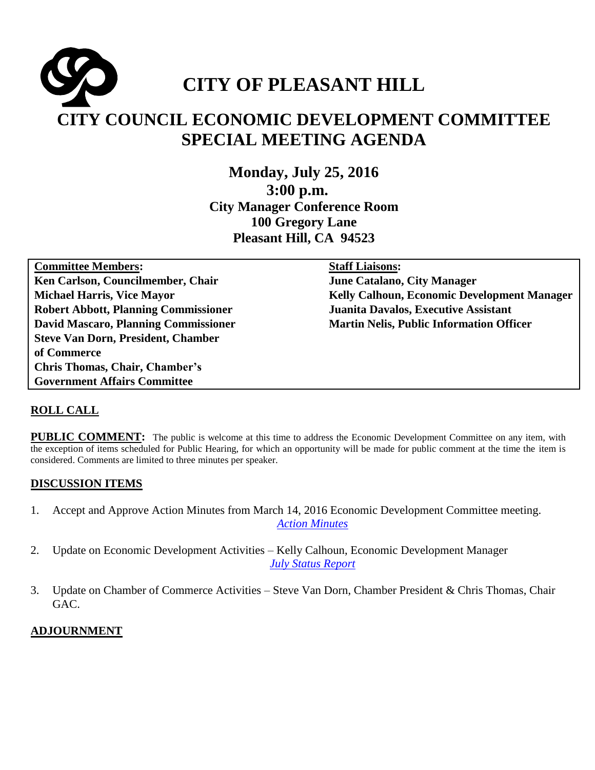# CITY OF PLEASANT HILL

## CITY COUNCIL ECONOMIC DEVELOPMENT COMMITTEE SPECIAL MEETING AGENDA

**Monday, July 25, 2016**
**3:00 p.m.**
**City Manager Conference Room**
**100 Gregory Lane**
**Pleasant Hill, CA 94523**

| **Committee Members:** | **Staff Liaisons:** |
| --- | --- |
| **Ken Carlson, Councilmember, Chair** | **June Catalano, City Manager** |
| **Michael Harris, Vice Mayor** | **Kelly Calhoun, Economic Development Manager** |
| **Robert Abbott, Planning Commissioner** | **Juanita Davalos, Executive Assistant** |
| **David Mascaro, Planning Commissioner** | **Martin Nelis, Public Information Officer** |
| **Steve Van Dorn, President, Chamber of Commerce** | |
| **Chris Thomas, Chair, Chamber's Government Affairs Committee** | |

**ROLL CALL**

**PUBLIC COMMENT:** The public is welcome at this time to address the Economic Development Committee on any item, with the exception of items scheduled for Public Hearing, for which an opportunity will be made for public comment at the time the item is considered. Comments are limited to three minutes per speaker.

**DISCUSSION ITEMS**

1. Accept and Approve Action Minutes from March 14, 2016 Economic Development Committee meeting.
   *Action Minutes*

2. Update on Economic Development Activities – Kelly Calhoun, Economic Development Manager
   *July Status Report*

3. Update on Chamber of Commerce Activities – Steve Van Dorn, Chamber President & Chris Thomas, Chair GAC.

**ADJOURNMENT**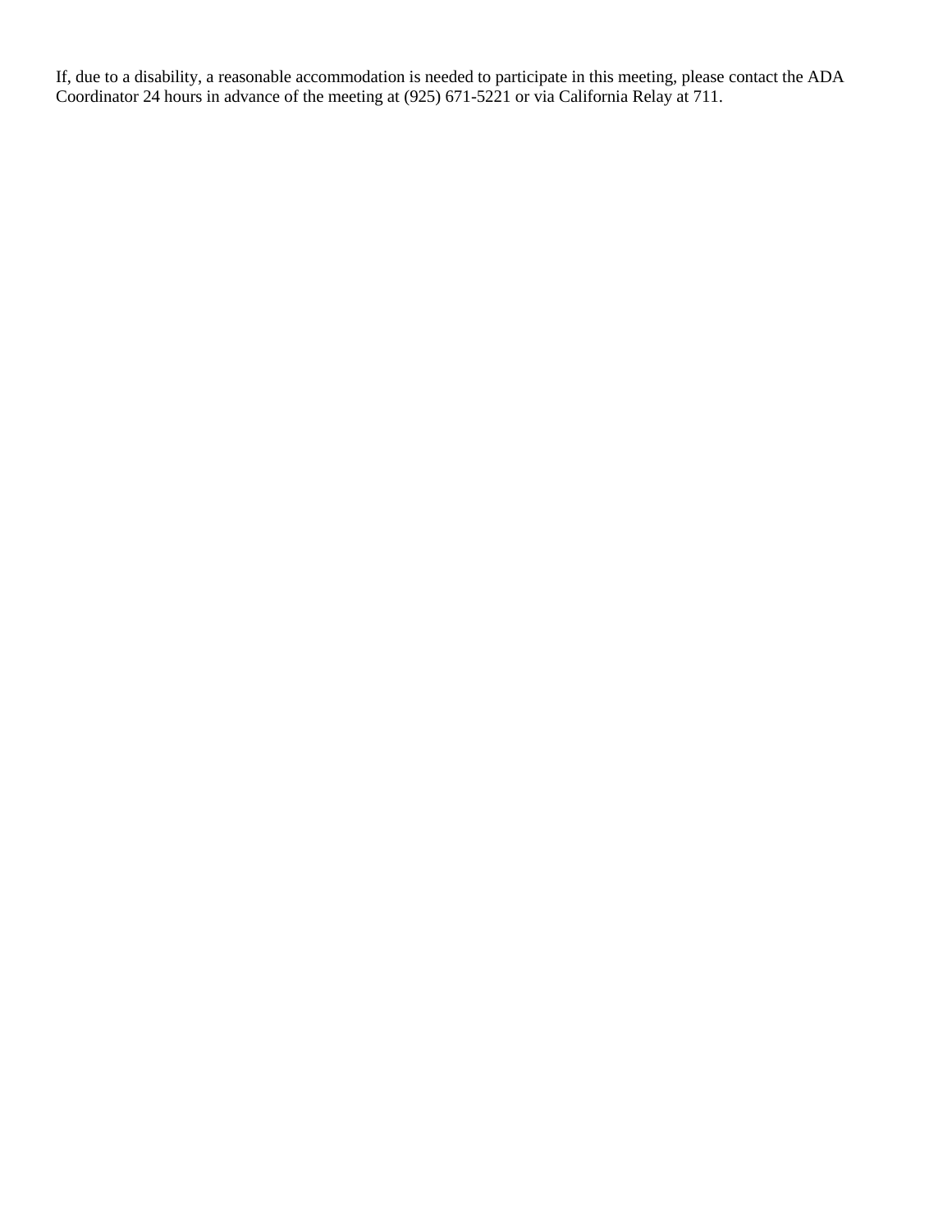If, due to a disability, a reasonable accommodation is needed to participate in this meeting, please contact the ADA Coordinator 24 hours in advance of the meeting at (925) 671-5221 or via California Relay at 711.